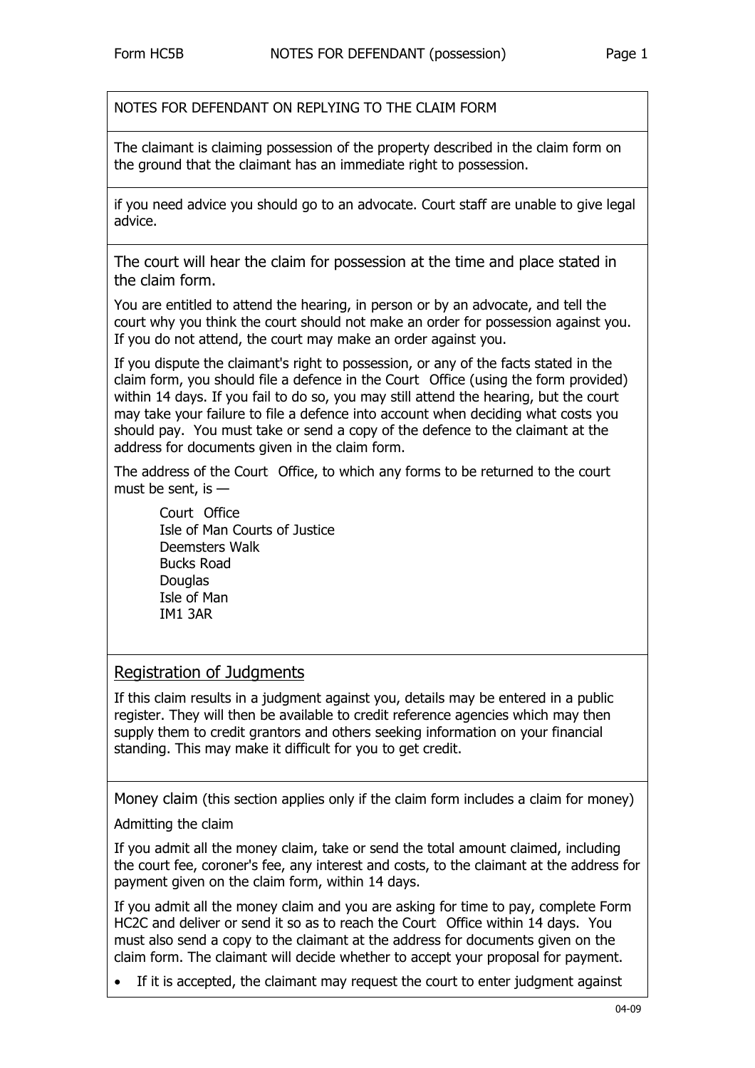NOTES FOR DEFENDANT ON REPLYING TO THE CLAIM FORM

The claimant is claiming possession of the property described in the claim form on the ground that the claimant has an immediate right to possession.

if you need advice you should go to an advocate. Court staff are unable to give legal advice.

The court will hear the claim for possession at the time and place stated in the claim form.

You are entitled to attend the hearing, in person or by an advocate, and tell the court why you think the court should not make an order for possession against you. If you do not attend, the court may make an order against you.

If you dispute the claimant's right to possession, or any of the facts stated in the claim form, you should file a defence in the Court Office (using the form provided) within 14 days. If you fail to do so, you may still attend the hearing, but the court may take your failure to file a defence into account when deciding what costs you should pay. You must take or send a copy of the defence to the claimant at the address for documents given in the claim form.

The address of the Court Office, to which any forms to be returned to the court must be sent, is —

Court Office
Isle of Man Courts of Justice
Deemsters Walk
Bucks Road
Douglas
Isle of Man
IM1 3AR

## Registration of Judgments

If this claim results in a judgment against you, details may be entered in a public register. They will then be available to credit reference agencies which may then supply them to credit grantors and others seeking information on your financial standing. This may make it difficult for you to get credit.

Money claim (this section applies only if the claim form includes a claim for money)

Admitting the claim

If you admit all the money claim, take or send the total amount claimed, including the court fee, coroner's fee, any interest and costs, to the claimant at the address for payment given on the claim form, within 14 days.

If you admit all the money claim and you are asking for time to pay, complete Form HC2C and deliver or send it so as to reach the Court Office within 14 days. You must also send a copy to the claimant at the address for documents given on the claim form. The claimant will decide whether to accept your proposal for payment.

- If it is accepted, the claimant may request the court to enter judgment against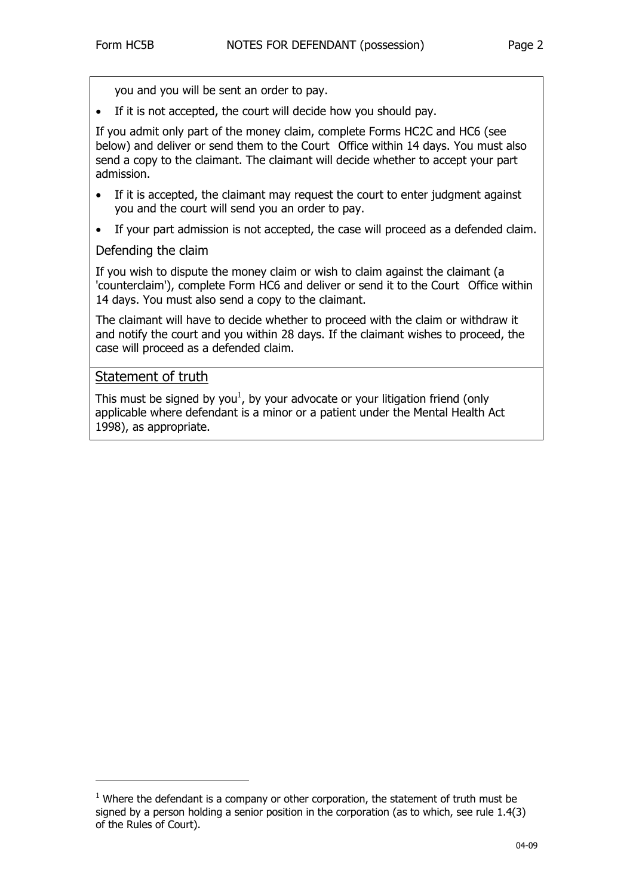you and you will be sent an order to pay.

- If it is not accepted, the court will decide how you should pay.

If you admit only part of the money claim, complete Forms HC2C and HC6 (see below) and deliver or send them to the Court Office within 14 days. You must also send a copy to the claimant. The claimant will decide whether to accept your part admission.

- If it is accepted, the claimant may request the court to enter judgment against you and the court will send you an order to pay.
- If your part admission is not accepted, the case will proceed as a defended claim.

### Defending the claim

If you wish to dispute the money claim or wish to claim against the claimant (a 'counterclaim'), complete Form HC6 and deliver or send it to the Court Office within 14 days. You must also send a copy to the claimant.

The claimant will have to decide whether to proceed with the claim or withdraw it and notify the court and you within 28 days. If the claimant wishes to proceed, the case will proceed as a defended claim.

## Statement of truth

This must be signed by you[1], by your advocate or your litigation friend (only applicable where defendant is a minor or a patient under the Mental Health Act 1998), as appropriate.

[1] Where the defendant is a company or other corporation, the statement of truth must be signed by a person holding a senior position in the corporation (as to which, see rule 1.4(3) of the Rules of Court).